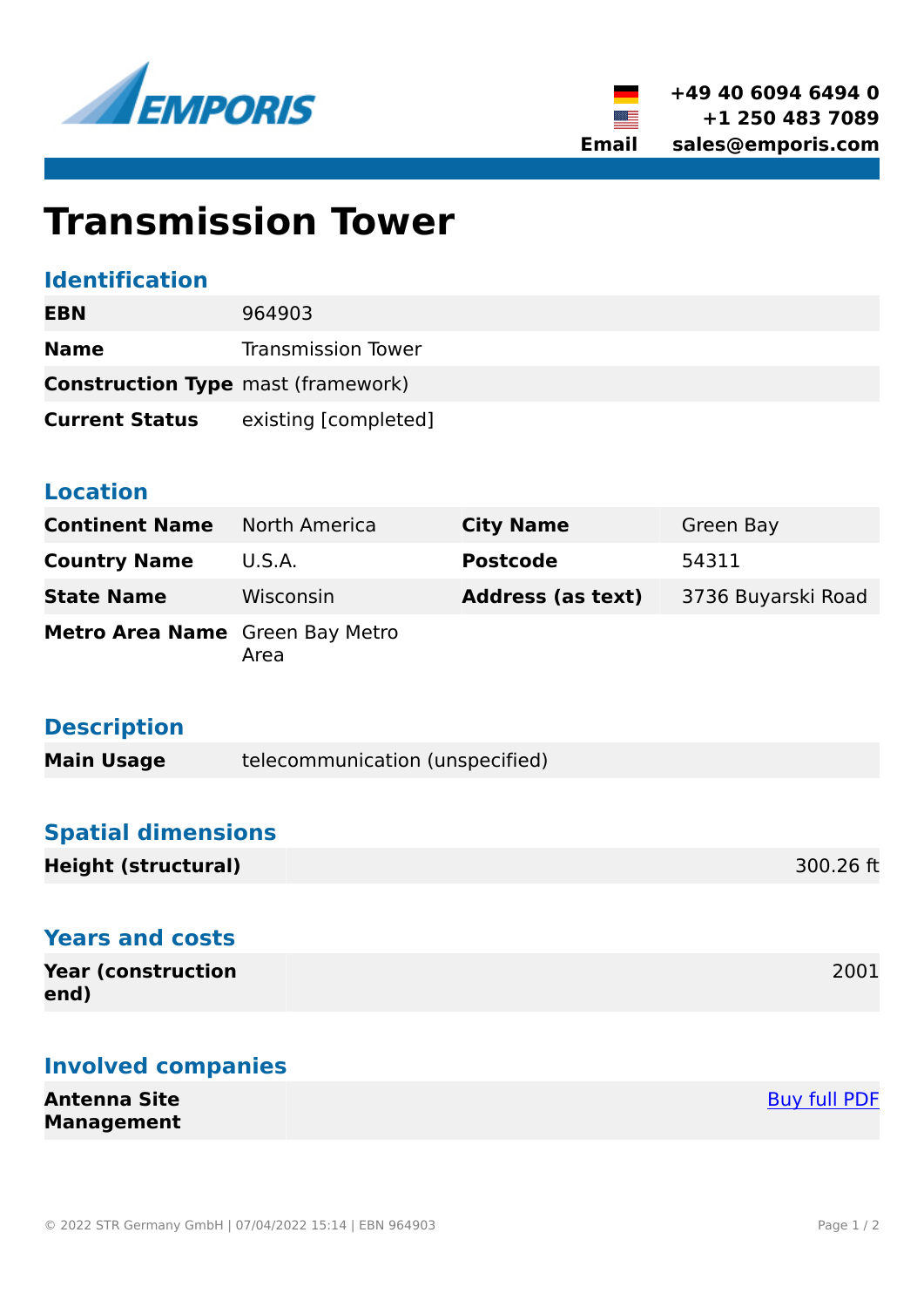EMPORIS

+49 40 6094 6494 0
+1 250 483 7089
Email sales@emporis.com

# Transmission Tower

## Identification

| | |
|---|---|
| **EBN** | 964903 |
| **Name** | Transmission Tower |
| **Construction Type** | mast (framework) |
| **Current Status** | existing [completed] |

## Location

| | | | |
|---|---|---|---|
| **Continent Name** | North America | **City Name** | Green Bay |
| **Country Name** | U.S.A. | **Postcode** | 54311 |
| **State Name** | Wisconsin | **Address (as text)** | 3736 Buyarski Road |
| **Metro Area Name** | Green Bay Metro Area | | |

## Description

| | |
|---|---|
| **Main Usage** | telecommunication (unspecified) |

## Spatial dimensions

| | |
|---|---|
| **Height (structural)** | 300.26 ft |

## Years and costs

| | |
|---|---|
| **Year (construction end)** | 2001 |

## Involved companies

| | |
|---|---|
| **Antenna Site Management** | Buy full PDF |

© 2022 STR Germany GmbH | 07/04/2022 15:14 | EBN 964903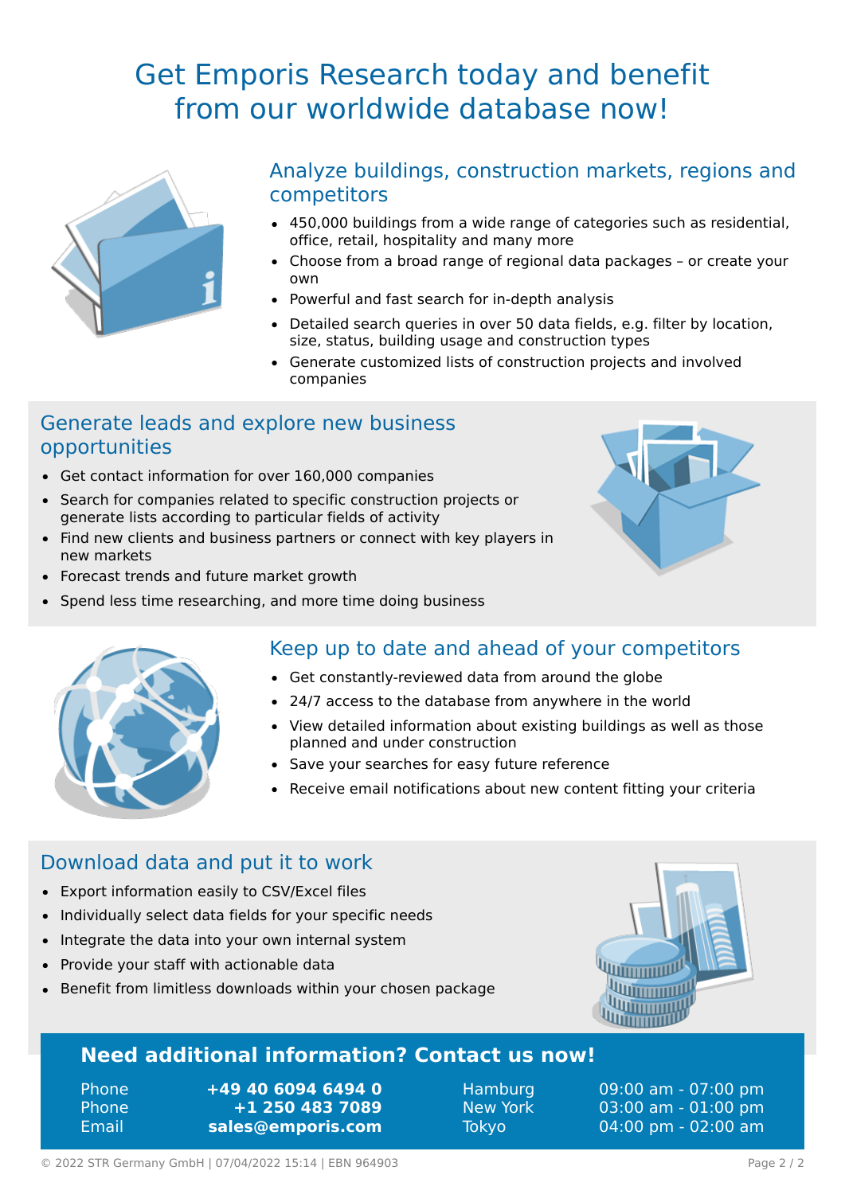# Get Emporis Research today and benefit from our worldwide database now!

## Analyze buildings, construction markets, regions and competitors

- 450,000 buildings from a wide range of categories such as residential, office, retail, hospitality and many more
- Choose from a broad range of regional data packages – or create your own
- Powerful and fast search for in-depth analysis
- Detailed search queries in over 50 data fields, e.g. filter by location, size, status, building usage and construction types
- Generate customized lists of construction projects and involved companies

## Generate leads and explore new business opportunities

- Get contact information for over 160,000 companies
- Search for companies related to specific construction projects or generate lists according to particular fields of activity
- Find new clients and business partners or connect with key players in new markets
- Forecast trends and future market growth
- Spend less time researching, and more time doing business

## Keep up to date and ahead of your competitors

- Get constantly-reviewed data from around the globe
- 24/7 access to the database from anywhere in the world
- View detailed information about existing buildings as well as those planned and under construction
- Save your searches for easy future reference
- Receive email notifications about new content fitting your criteria

## Download data and put it to work

- Export information easily to CSV/Excel files
- Individually select data fields for your specific needs
- Integrate the data into your own internal system
- Provide your staff with actionable data
- Benefit from limitless downloads within your chosen package

## Need additional information? Contact us now!

| | | | |
|---|---|---|---|
| Phone | **+49 40 6094 6494 0** | Hamburg | 09:00 am - 07:00 pm |
| Phone | **+1 250 483 7089** | New York | 03:00 am - 01:00 pm |
| Email | **sales@emporis.com** | Tokyo | 04:00 pm - 02:00 am |

© 2022 STR Germany GmbH | 07/04/2022 15:14 | EBN 964903